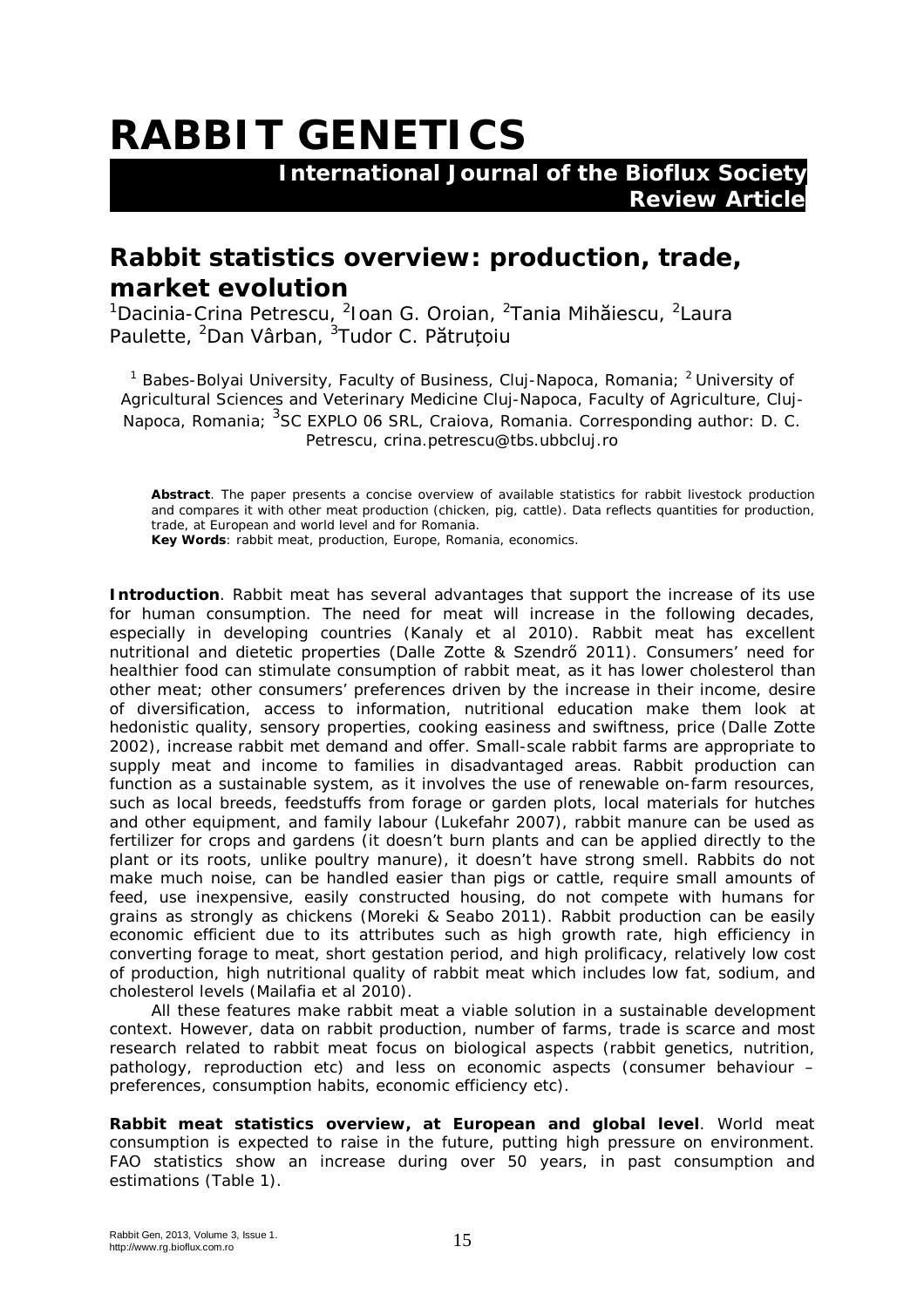# RABBIT GENETICS

**International Journal of the Bioflux Society**
**Review Article**

## Rabbit statistics overview: production, trade, market evolution

[1]Dacinia-Crina Petrescu, [2]Ioan G. Oroian, [2]Tania Mihăiescu, [2]Laura Paulette, [2]Dan Vârban, [3]Tudor C. Pătruțoiu

[1] Babes-Bolyai University, Faculty of Business, Cluj-Napoca, Romania; [2] University of Agricultural Sciences and Veterinary Medicine Cluj-Napoca, Faculty of Agriculture, Cluj-Napoca, Romania; [3]SC EXPLO 06 SRL, Craiova, Romania. Corresponding author: D. C. Petrescu, crina.petrescu@tbs.ubbcluj.ro

**Abstract**. The paper presents a concise overview of available statistics for rabbit livestock production and compares it with other meat production (chicken, pig, cattle). Data reflects quantities for production, trade, at European and world level and for Romania.
**Key Words**: rabbit meat, production, Europe, Romania, economics.

**Introduction**. Rabbit meat has several advantages that support the increase of its use for human consumption. The need for meat will increase in the following decades, especially in developing countries (Kanaly et al 2010). Rabbit meat has excellent nutritional and dietetic properties (Dalle Zotte & Szendrő 2011). Consumers' need for healthier food can stimulate consumption of rabbit meat, as it has lower cholesterol than other meat; other consumers' preferences driven by the increase in their income, desire of diversification, access to information, nutritional education make them look at hedonistic quality, sensory properties, cooking easiness and swiftness, price (Dalle Zotte 2002), increase rabbit met demand and offer. Small-scale rabbit farms are appropriate to supply meat and income to families in disadvantaged areas. Rabbit production can function as a sustainable system, as it involves the use of renewable on-farm resources, such as local breeds, feedstuffs from forage or garden plots, local materials for hutches and other equipment, and family labour (Lukefahr 2007), rabbit manure can be used as fertilizer for crops and gardens (it doesn't burn plants and can be applied directly to the plant or its roots, unlike poultry manure), it doesn't have strong smell. Rabbits do not make much noise, can be handled easier than pigs or cattle, require small amounts of feed, use inexpensive, easily constructed housing, do not compete with humans for grains as strongly as chickens (Moreki & Seabo 2011). Rabbit production can be easily economic efficient due to its attributes such as high growth rate, high efficiency in converting forage to meat, short gestation period, and high prolificacy, relatively low cost of production, high nutritional quality of rabbit meat which includes low fat, sodium, and cholesterol levels (Mailafia et al 2010).

All these features make rabbit meat a viable solution in a sustainable development context. However, data on rabbit production, number of farms, trade is scarce and most research related to rabbit meat focus on biological aspects (rabbit genetics, nutrition, pathology, reproduction etc) and less on economic aspects (consumer behaviour – preferences, consumption habits, economic efficiency etc).

**Rabbit meat statistics overview, at European and global level**. World meat consumption is expected to raise in the future, putting high pressure on environment. FAO statistics show an increase during over 50 years, in past consumption and estimations (Table 1).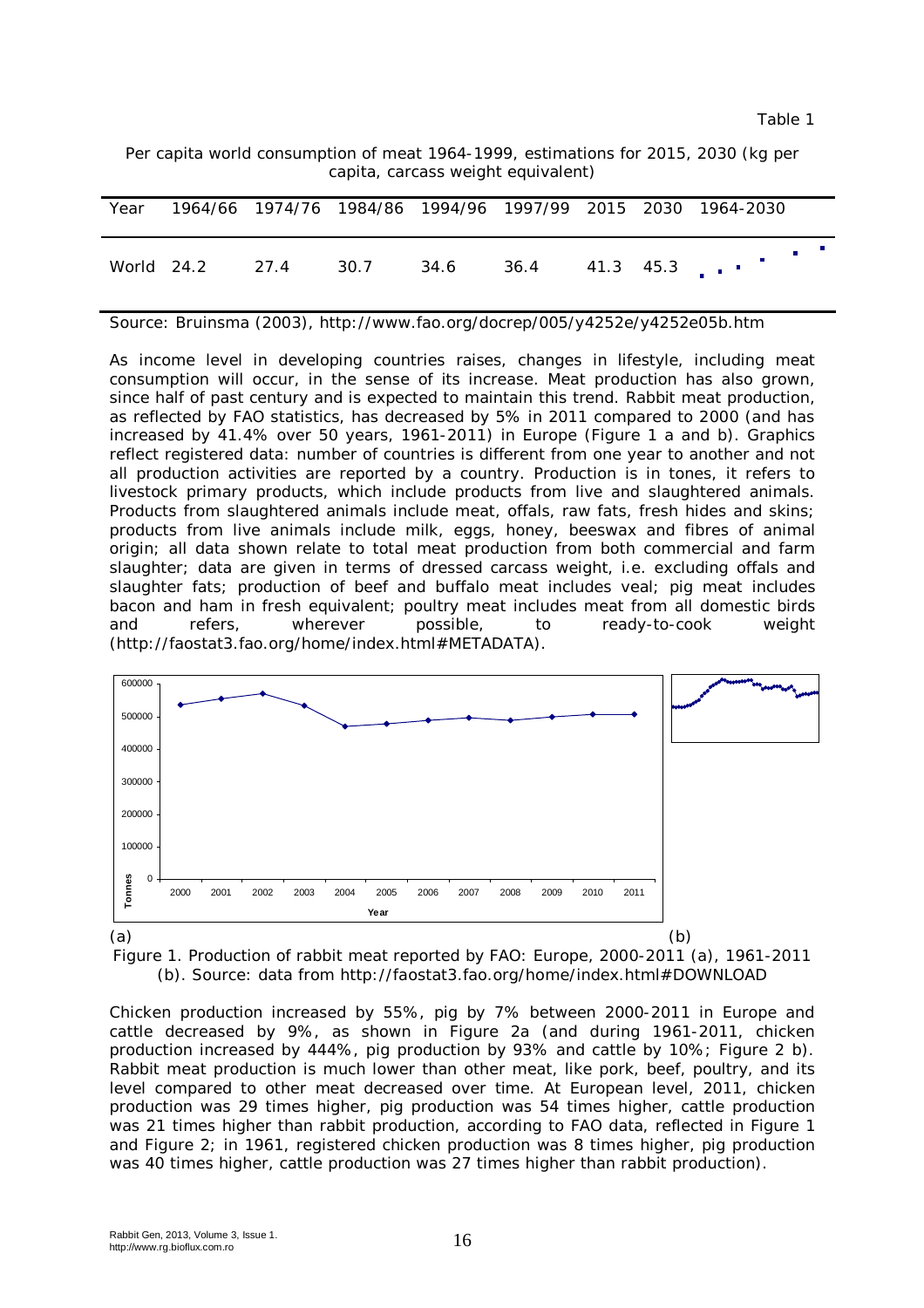Table 1

Per capita world consumption of meat 1964-1999, estimations for 2015, 2030 (kg per capita, carcass weight equivalent)

| Year | 1964/66 | 1974/76 | 1984/86 | 1994/96 | 1997/99 | 2015 | 2030 | 1964-2030 |
|---|---|---|---|---|---|---|---|---|
| World | 24.2 | 27.4 | 30.7 | 34.6 | 36.4 | 41.3 | 45.3 | |

Source: Bruinsma (2003), http://www.fao.org/docrep/005/y4252e/y4252e05b.htm

As income level in developing countries raises, changes in lifestyle, including meat consumption will occur, in the sense of its increase. Meat production has also grown, since half of past century and is expected to maintain this trend. Rabbit meat production, as reflected by FAO statistics, has decreased by 5% in 2011 compared to 2000 (and has increased by 41.4% over 50 years, 1961-2011) in Europe (Figure 1 a and b). Graphics reflect registered data: number of countries is different from one year to another and not all production activities are reported by a country. Production is in tones, it refers to livestock primary products, which include products from live and slaughtered animals. Products from slaughtered animals include meat, offals, raw fats, fresh hides and skins; products from live animals include milk, eggs, honey, beeswax and fibres of animal origin; all data shown relate to total meat production from both commercial and farm slaughter; data are given in terms of dressed carcass weight, i.e. excluding offals and slaughter fats; production of beef and buffalo meat includes veal; pig meat includes bacon and ham in fresh equivalent; poultry meat includes meat from all domestic birds and refers, wherever possible, to ready-to-cook weight (http://faostat3.fao.org/home/index.html#METADATA).

(a) (b)

Figure 1. Production of rabbit meat reported by FAO: Europe, 2000-2011 (a), 1961-2011 (b). Source: data from http://faostat3.fao.org/home/index.html#DOWNLOAD

Chicken production increased by 55%, pig by 7% between 2000-2011 in Europe and cattle decreased by 9%, as shown in Figure 2a (and during 1961-2011, chicken production increased by 444%, pig production by 93% and cattle by 10%; Figure 2 b). Rabbit meat production is much lower than other meat, like pork, beef, poultry, and its level compared to other meat decreased over time. At European level, 2011, chicken production was 29 times higher, pig production was 54 times higher, cattle production was 21 times higher than rabbit production, according to FAO data, reflected in Figure 1 and Figure 2; in 1961, registered chicken production was 8 times higher, pig production was 40 times higher, cattle production was 27 times higher than rabbit production).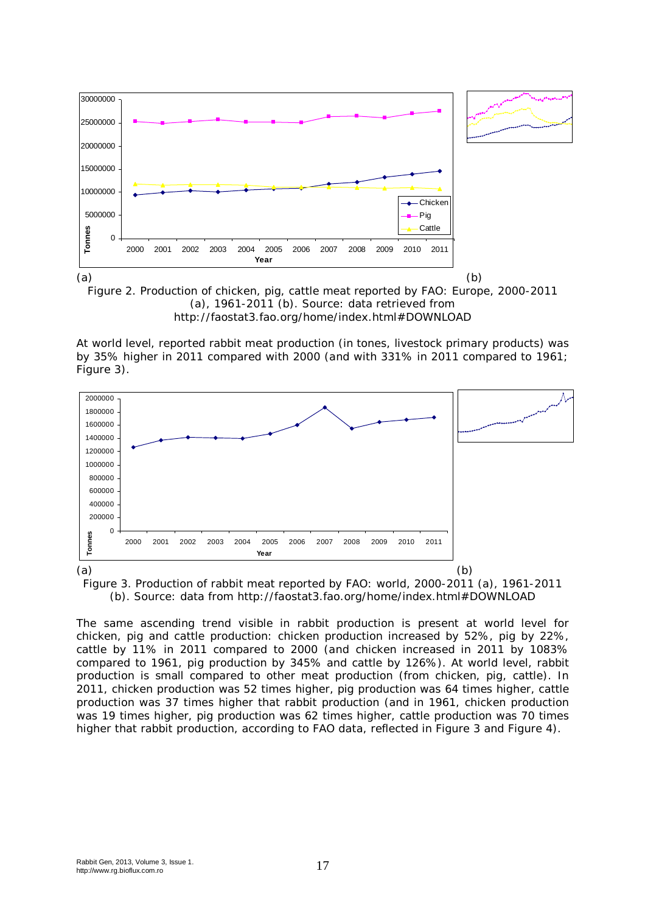Figure 2. Production of chicken, pig, cattle meat reported by FAO: Europe, 2000-2011 (a), 1961-2011 (b). Source: data retrieved from http://faostat3.fao.org/home/index.html#DOWNLOAD

At world level, reported rabbit meat production (in tones, livestock primary products) was by 35% higher in 2011 compared with 2000 (and with 331% in 2011 compared to 1961; Figure 3).

Figure 3. Production of rabbit meat reported by FAO: world, 2000-2011 (a), 1961-2011 (b). Source: data from http://faostat3.fao.org/home/index.html#DOWNLOAD

The same ascending trend visible in rabbit production is present at world level for chicken, pig and cattle production: chicken production increased by 52%, pig by 22%, cattle by 11% in 2011 compared to 2000 (and chicken increased in 2011 by 1083% compared to 1961, pig production by 345% and cattle by 126%). At world level, rabbit production is small compared to other meat production (from chicken, pig, cattle). In 2011, chicken production was 52 times higher, pig production was 64 times higher, cattle production was 37 times higher that rabbit production (and in 1961, chicken production was 19 times higher, pig production was 62 times higher, cattle production was 70 times higher that rabbit production, according to FAO data, reflected in Figure 3 and Figure 4).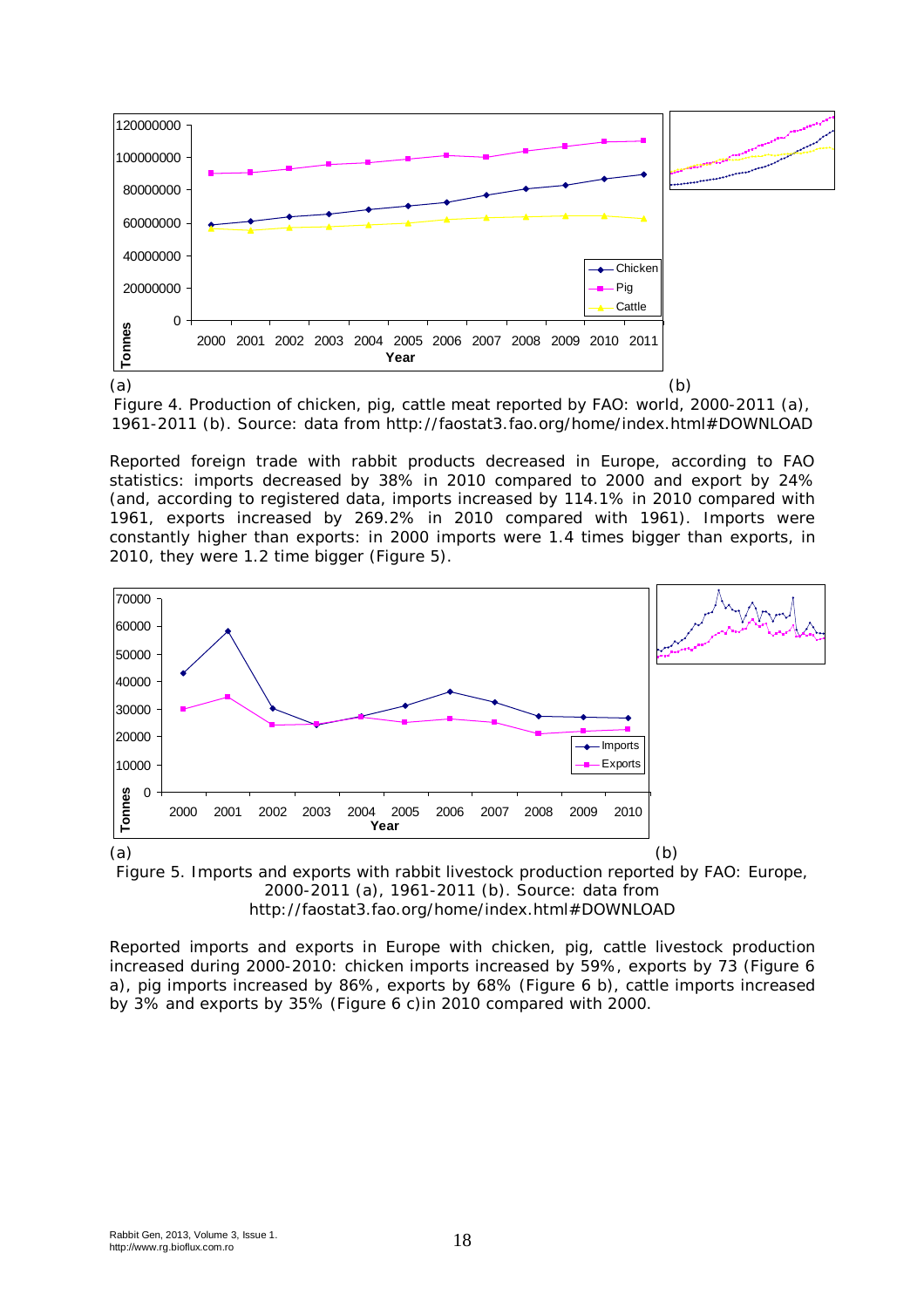(a) (b)

Figure 4. Production of chicken, pig, cattle meat reported by FAO: world, 2000-2011 (a), 1961-2011 (b). Source: data from http://faostat3.fao.org/home/index.html#DOWNLOAD

Reported foreign trade with rabbit products decreased in Europe, according to FAO statistics: imports decreased by 38% in 2010 compared to 2000 and export by 24% (and, according to registered data, imports increased by 114.1% in 2010 compared with 1961, exports increased by 269.2% in 2010 compared with 1961). Imports were constantly higher than exports: in 2000 imports were 1.4 times bigger than exports, in 2010, they were 1.2 time bigger (Figure 5).

(a) (b)

Figure 5. Imports and exports with rabbit livestock production reported by FAO: Europe, 2000-2011 (a), 1961-2011 (b). Source: data from http://faostat3.fao.org/home/index.html#DOWNLOAD

Reported imports and exports in Europe with chicken, pig, cattle livestock production increased during 2000-2010: chicken imports increased by 59%, exports by 73 (Figure 6 a), pig imports increased by 86%, exports by 68% (Figure 6 b), cattle imports increased by 3% and exports by 35% (Figure 6 c)in 2010 compared with 2000.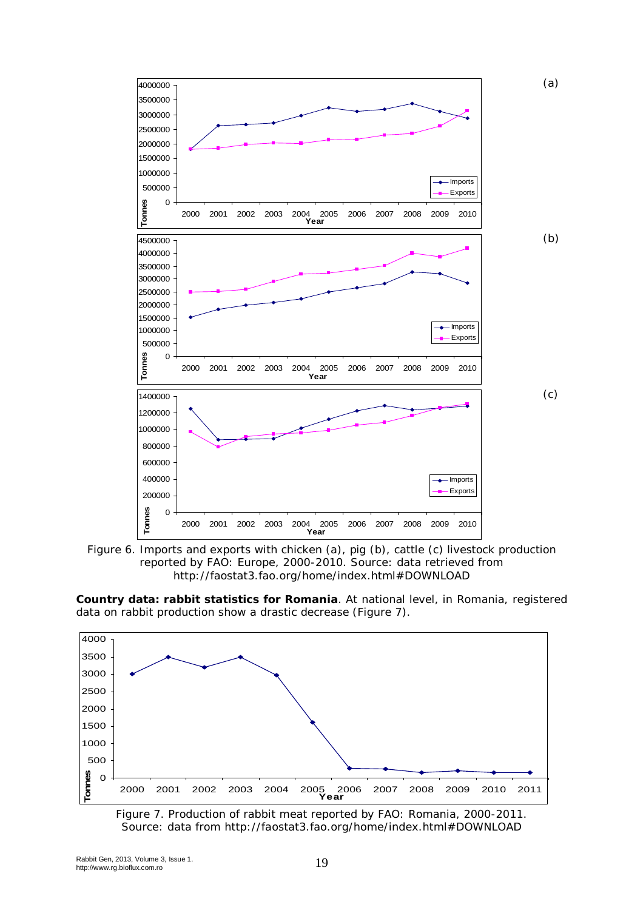Figure 6. Imports and exports with chicken (a), pig (b), cattle (c) livestock production reported by FAO: Europe, 2000-2010. Source: data retrieved from http://faostat3.fao.org/home/index.html#DOWNLOAD

**Country data: rabbit statistics for Romania**. At national level, in Romania, registered data on rabbit production show a drastic decrease (Figure 7).

Figure 7. Production of rabbit meat reported by FAO: Romania, 2000-2011. Source: data from http://faostat3.fao.org/home/index.html#DOWNLOAD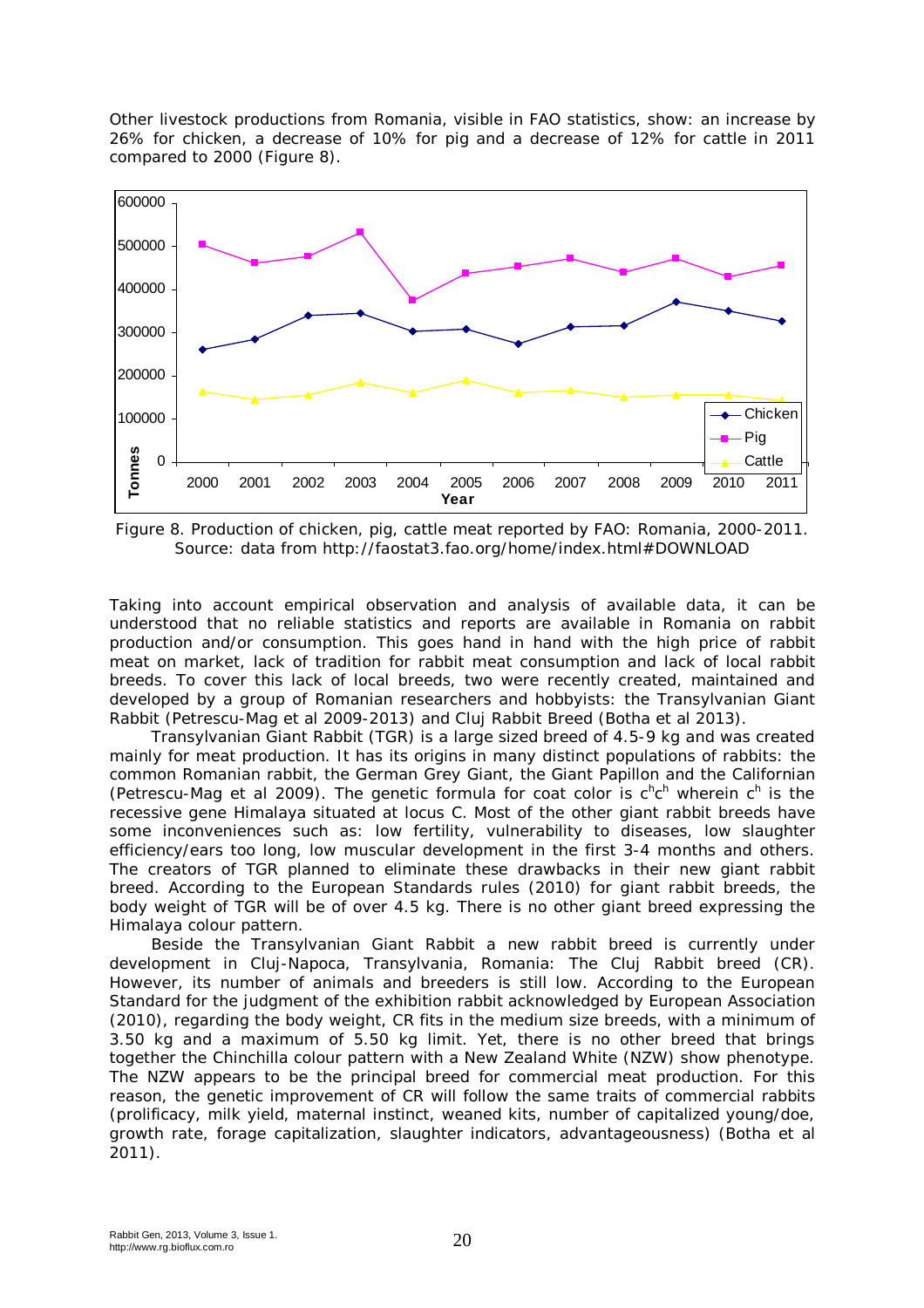Other livestock productions from Romania, visible in FAO statistics, show: an increase by 26% for chicken, a decrease of 10% for pig and a decrease of 12% for cattle in 2011 compared to 2000 (Figure 8).

Figure 8. Production of chicken, pig, cattle meat reported by FAO: Romania, 2000-2011. Source: data from http://faostat3.fao.org/home/index.html#DOWNLOAD

Taking into account empirical observation and analysis of available data, it can be understood that no reliable statistics and reports are available in Romania on rabbit production and/or consumption. This goes hand in hand with the high price of rabbit meat on market, lack of tradition for rabbit meat consumption and lack of local rabbit breeds. To cover this lack of local breeds, two were recently created, maintained and developed by a group of Romanian researchers and hobbyists: the Transylvanian Giant Rabbit (Petrescu-Mag et al 2009-2013) and Cluj Rabbit Breed (Botha et al 2013).

Transylvanian Giant Rabbit (TGR) is a large sized breed of 4.5-9 kg and was created mainly for meat production. It has its origins in many distinct populations of rabbits: the common Romanian rabbit, the German Grey Giant, the Giant Papillon and the Californian (Petrescu-Mag et al 2009). The genetic formula for coat color is $c^hc^h$ wherein $c^h$ is the recessive gene Himalaya situated at locus C. Most of the other giant rabbit breeds have some inconveniences such as: low fertility, vulnerability to diseases, low slaughter efficiency/ears too long, low muscular development in the first 3-4 months and others. The creators of TGR planned to eliminate these drawbacks in their new giant rabbit breed. According to the European Standards rules (2010) for giant rabbit breeds, the body weight of TGR will be of over 4.5 kg. There is no other giant breed expressing the Himalaya colour pattern.

Beside the Transylvanian Giant Rabbit a new rabbit breed is currently under development in Cluj-Napoca, Transylvania, Romania: The Cluj Rabbit breed (CR). However, its number of animals and breeders is still low. According to the European Standard for the judgment of the exhibition rabbit acknowledged by European Association (2010), regarding the body weight, CR fits in the medium size breeds, with a minimum of 3.50 kg and a maximum of 5.50 kg limit. Yet, there is no other breed that brings together the Chinchilla colour pattern with a New Zealand White (NZW) show phenotype. The NZW appears to be the principal breed for commercial meat production. For this reason, the genetic improvement of CR will follow the same traits of commercial rabbits (prolificacy, milk yield, maternal instinct, weaned kits, number of capitalized young/doe, growth rate, forage capitalization, slaughter indicators, advantageousness) (Botha et al 2011).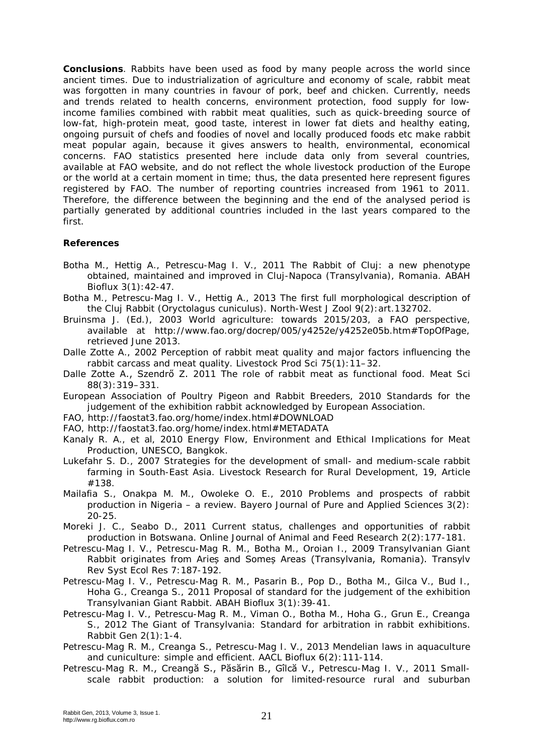**Conclusions**. Rabbits have been used as food by many people across the world since ancient times. Due to industrialization of agriculture and economy of scale, rabbit meat was forgotten in many countries in favour of pork, beef and chicken. Currently, needs and trends related to health concerns, environment protection, food supply for low-income families combined with rabbit meat qualities, such as quick-breeding source of low-fat, high-protein meat, good taste, interest in lower fat diets and healthy eating, ongoing pursuit of chefs and foodies of novel and locally produced foods etc make rabbit meat popular again, because it gives answers to health, environmental, economical concerns. FAO statistics presented here include data only from several countries, available at FAO website, and do not reflect the whole livestock production of the Europe or the world at a certain moment in time; thus, the data presented here represent figures registered by FAO. The number of reporting countries increased from 1961 to 2011. Therefore, the difference between the beginning and the end of the analysed period is partially generated by additional countries included in the last years compared to the first.

**References**

Botha M., Hettig A., Petrescu-Mag I. V., 2011 The Rabbit of Cluj: a new phenotype obtained, maintained and improved in Cluj-Napoca (Transylvania), Romania. ABAH Bioflux 3(1):42-47.

Botha M., Petrescu-Mag I. V., Hettig A., 2013 The first full morphological description of the Cluj Rabbit (Oryctolagus cuniculus). North-West J Zool 9(2):art.132702.

Bruinsma J. (Ed.), 2003 World agriculture: towards 2015/203, a FAO perspective, available at http://www.fao.org/docrep/005/y4252e/y4252e05b.htm#TopOfPage, retrieved June 2013.

Dalle Zotte A., 2002 Perception of rabbit meat quality and major factors influencing the rabbit carcass and meat quality. Livestock Prod Sci 75(1):11–32.

Dalle Zotte A., Szendrő Z. 2011 The role of rabbit meat as functional food. Meat Sci 88(3):319–331.

European Association of Poultry Pigeon and Rabbit Breeders, 2010 Standards for the judgement of the exhibition rabbit acknowledged by European Association.

FAO, http://faostat3.fao.org/home/index.html#DOWNLOAD

FAO, http://faostat3.fao.org/home/index.html#METADATA

Kanaly R. A., et al, 2010 Energy Flow, Environment and Ethical Implications for Meat Production, UNESCO, Bangkok.

Lukefahr S. D., 2007 Strategies for the development of small- and medium-scale rabbit farming in South-East Asia. Livestock Research for Rural Development, 19, Article #138.

Mailafia S., Onakpa M. M., Owoleke O. E., 2010 Problems and prospects of rabbit production in Nigeria – a review. Bayero Journal of Pure and Applied Sciences 3(2): 20-25.

Moreki J. C., Seabo D., 2011 Current status, challenges and opportunities of rabbit production in Botswana. Online Journal of Animal and Feed Research 2(2):177-181.

Petrescu-Mag I. V., Petrescu-Mag R. M., Botha M., Oroian I., 2009 Transylvanian Giant Rabbit originates from Arieș and Someș Areas (Transylvania, Romania). Transylv Rev Syst Ecol Res 7:187-192.

Petrescu-Mag I. V., Petrescu-Mag R. M., Pasarin B., Pop D., Botha M., Gilca V., Bud I., Hoha G., Creanga S., 2011 Proposal of standard for the judgement of the exhibition Transylvanian Giant Rabbit. ABAH Bioflux 3(1):39-41.

Petrescu-Mag I. V., Petrescu-Mag R. M., Viman O., Botha M., Hoha G., Grun E., Creanga S., 2012 The Giant of Transylvania: Standard for arbitration in rabbit exhibitions. Rabbit Gen 2(1):1-4.

Petrescu-Mag R. M., Creanga S., Petrescu-Mag I. V., 2013 Mendelian laws in aquaculture and cuniculture: simple and efficient. AACL Bioflux 6(2):111-114.

Petrescu-Mag R. M., Creangă S., Păsărin B., Gîlcă V., Petrescu-Mag I. V., 2011 Small-scale rabbit production: a solution for limited-resource rural and suburban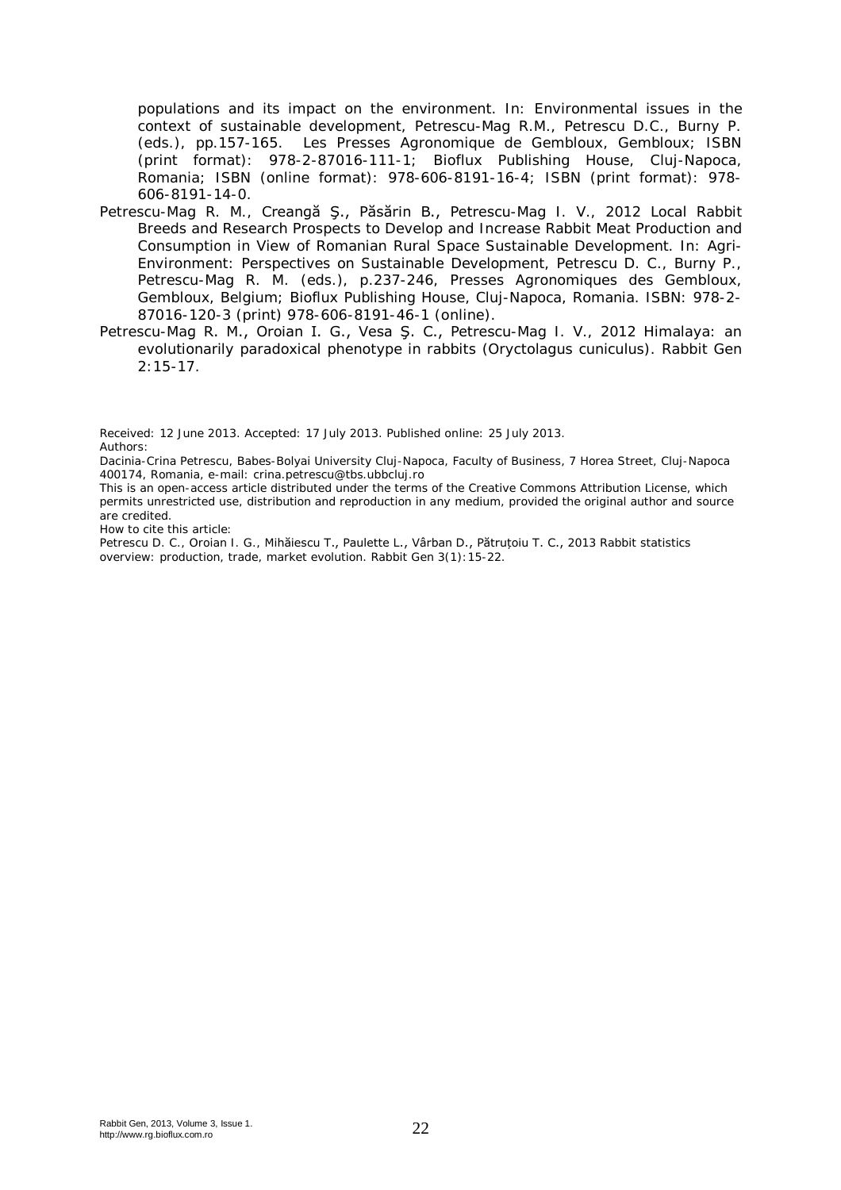populations and its impact on the environment. In: Environmental issues in the context of sustainable development, Petrescu-Mag R.M., Petrescu D.C., Burny P. (eds.), pp.157-165. Les Presses Agronomique de Gembloux, Gembloux; ISBN (print format): 978-2-87016-111-1; Bioflux Publishing House, Cluj-Napoca, Romania; ISBN (online format): 978-606-8191-16-4; ISBN (print format): 978-606-8191-14-0.

Petrescu-Mag R. M., Creangă Ş., Păsărin B., Petrescu-Mag I. V., 2012 Local Rabbit Breeds and Research Prospects to Develop and Increase Rabbit Meat Production and Consumption in View of Romanian Rural Space Sustainable Development. In: Agri-Environment: Perspectives on Sustainable Development, Petrescu D. C., Burny P., Petrescu-Mag R. M. (eds.), p.237-246, Presses Agronomiques des Gembloux, Gembloux, Belgium; Bioflux Publishing House, Cluj-Napoca, Romania. ISBN: 978-2-87016-120-3 (print) 978-606-8191-46-1 (online).

Petrescu-Mag R. M., Oroian I. G., Vesa Ş. C., Petrescu-Mag I. V., 2012 Himalaya: an evolutionarily paradoxical phenotype in rabbits (Oryctolagus cuniculus). Rabbit Gen 2:15-17.

Received: 12 June 2013. Accepted: 17 July 2013. Published online: 25 July 2013.
Authors:
Dacinia-Crina Petrescu, Babes-Bolyai University Cluj-Napoca, Faculty of Business, 7 Horea Street, Cluj-Napoca 400174, Romania, e-mail: crina.petrescu@tbs.ubbcluj.ro
This is an open-access article distributed under the terms of the Creative Commons Attribution License, which permits unrestricted use, distribution and reproduction in any medium, provided the original author and source are credited.
How to cite this article:
Petrescu D. C., Oroian I. G., Mihăiescu T., Paulette L., Vârban D., Pătruțoiu T. C., 2013 Rabbit statistics overview: production, trade, market evolution. Rabbit Gen 3(1):15-22.